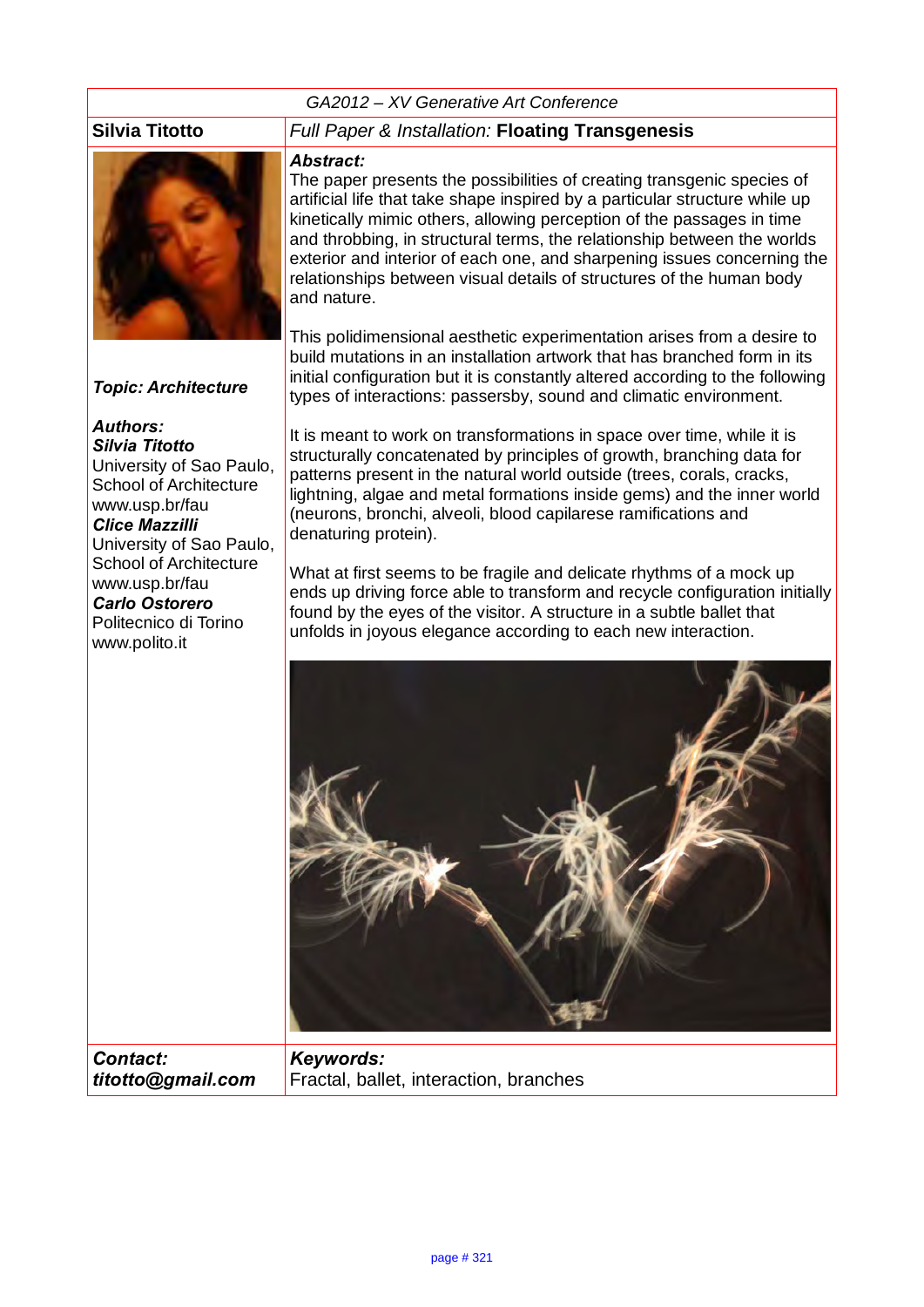GA2012 – XV Generative Art Conference

**Silvia Titotto**

*Full Paper & Installation:* **Floating Transgenesis**

***Topic: Architecture***

***Authors:***
***Silvia Titotto***
University of Sao Paulo, School of Architecture
www.usp.br/fau
***Clice Mazzilli***
University of Sao Paulo, School of Architecture
www.usp.br/fau
***Carlo Ostorero***
Politecnico di Torino
www.polito.it

***Abstract:***

The paper presents the possibilities of creating transgenic species of artificial life that take shape inspired by a particular structure while up kinetically mimic others, allowing perception of the passages in time and throbbing, in structural terms, the relationship between the worlds exterior and interior of each one, and sharpening issues concerning the relationships between visual details of structures of the human body and nature.

This polidimensional aesthetic experimentation arises from a desire to build mutations in an installation artwork that has branched form in its initial configuration but it is constantly altered according to the following types of interactions: passersby, sound and climatic environment.

It is meant to work on transformations in space over time, while it is structurally concatenated by principles of growth, branching data for patterns present in the natural world outside (trees, corals, cracks, lightning, algae and metal formations inside gems) and the inner world (neurons, bronchi, alveoli, blood capilarese ramifications and denaturing protein).

What at first seems to be fragile and delicate rhythms of a mock up ends up driving force able to transform and recycle configuration initially found by the eyes of the visitor. A structure in a subtle ballet that unfolds in joyous elegance according to each new interaction.

***Contact:***
***titotto@gmail.com***

***Keywords:***
Fractal, ballet, interaction, branches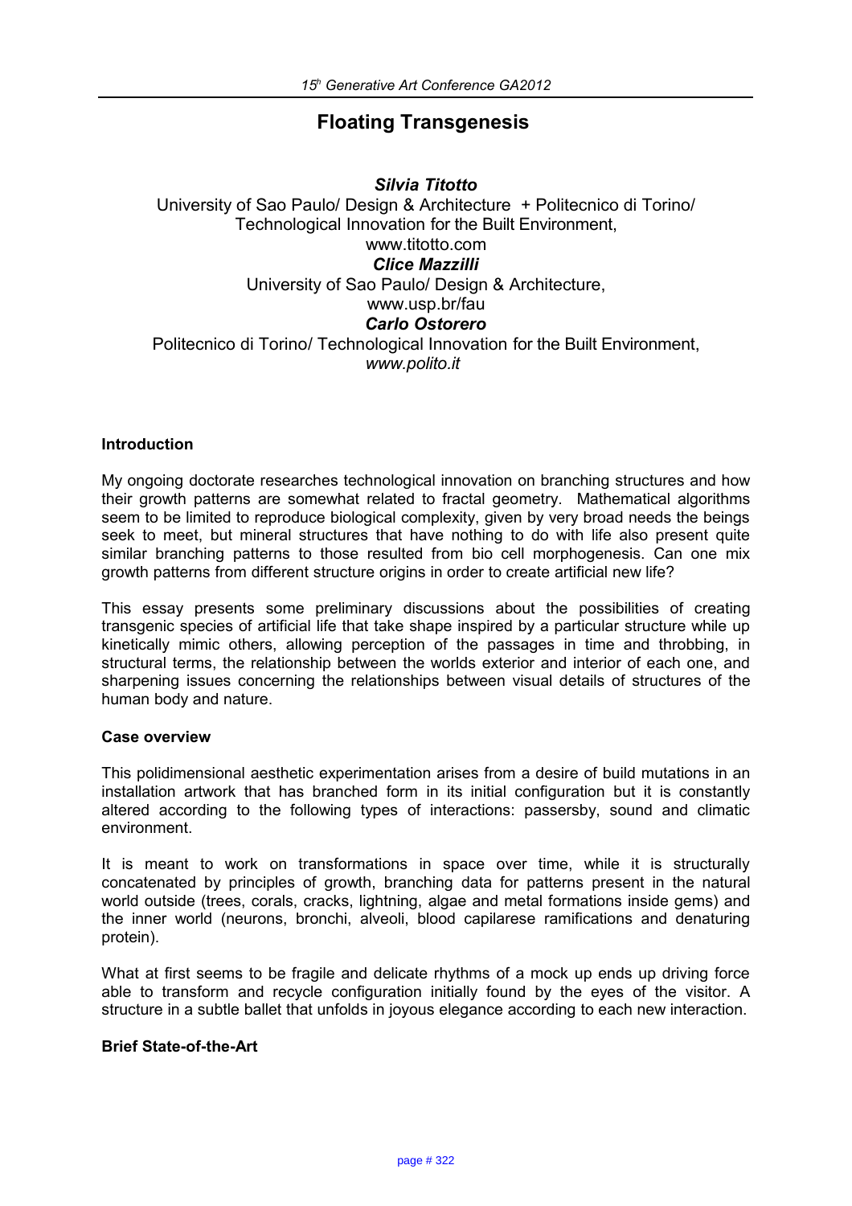# Floating Transgenesis

***Silvia Titotto***

University of Sao Paulo/ Design & Architecture + Politecnico di Torino/ Technological Innovation for the Built Environment,
www.titotto.com

***Clice Mazzilli***

University of Sao Paulo/ Design & Architecture,
www.usp.br/fau

***Carlo Ostorero***

Politecnico di Torino/ Technological Innovation for the Built Environment,
*www.polito.it*

**Introduction**

My ongoing doctorate researches technological innovation on branching structures and how their growth patterns are somewhat related to fractal geometry. Mathematical algorithms seem to be limited to reproduce biological complexity, given by very broad needs the beings seek to meet, but mineral structures that have nothing to do with life also present quite similar branching patterns to those resulted from bio cell morphogenesis. Can one mix growth patterns from different structure origins in order to create artificial new life?

This essay presents some preliminary discussions about the possibilities of creating transgenic species of artificial life that take shape inspired by a particular structure while up kinetically mimic others, allowing perception of the passages in time and throbbing, in structural terms, the relationship between the worlds exterior and interior of each one, and sharpening issues concerning the relationships between visual details of structures of the human body and nature.

**Case overview**

This polidimensional aesthetic experimentation arises from a desire of build mutations in an installation artwork that has branched form in its initial configuration but it is constantly altered according to the following types of interactions: passersby, sound and climatic environment.

It is meant to work on transformations in space over time, while it is structurally concatenated by principles of growth, branching data for patterns present in the natural world outside (trees, corals, cracks, lightning, algae and metal formations inside gems) and the inner world (neurons, bronchi, alveoli, blood capilarese ramifications and denaturing protein).

What at first seems to be fragile and delicate rhythms of a mock up ends up driving force able to transform and recycle configuration initially found by the eyes of the visitor. A structure in a subtle ballet that unfolds in joyous elegance according to each new interaction.

**Brief State-of-the-Art**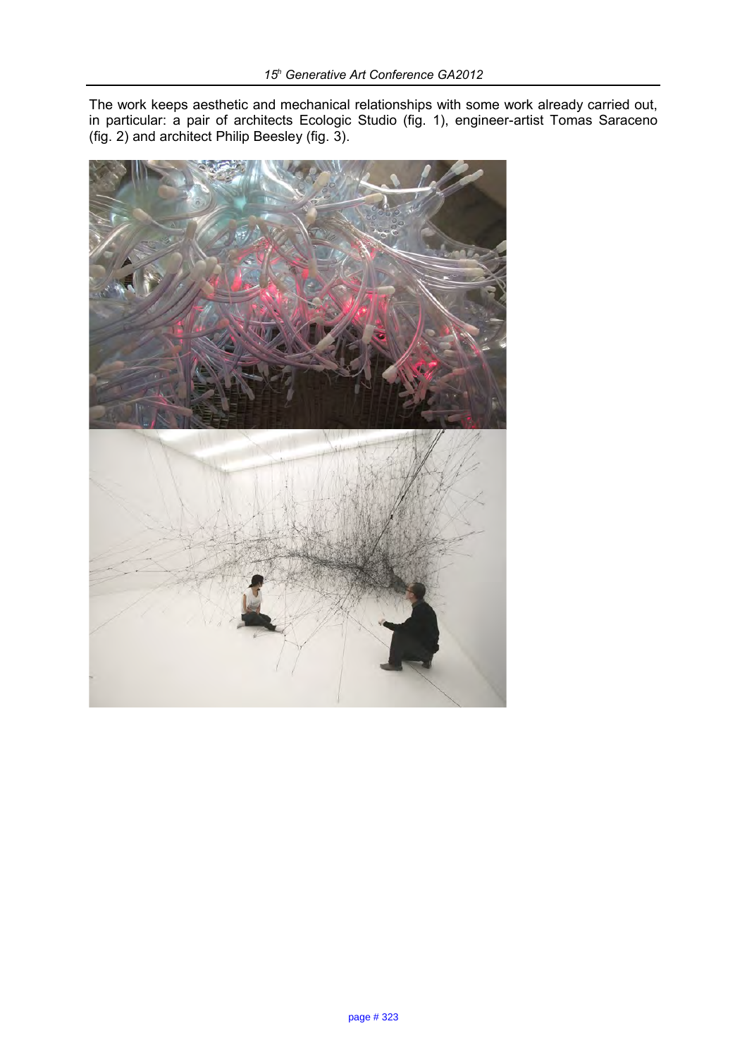The work keeps aesthetic and mechanical relationships with some work already carried out, in particular: a pair of architects Ecologic Studio (fig. 1), engineer-artist Tomas Saraceno (fig. 2) and architect Philip Beesley (fig. 3).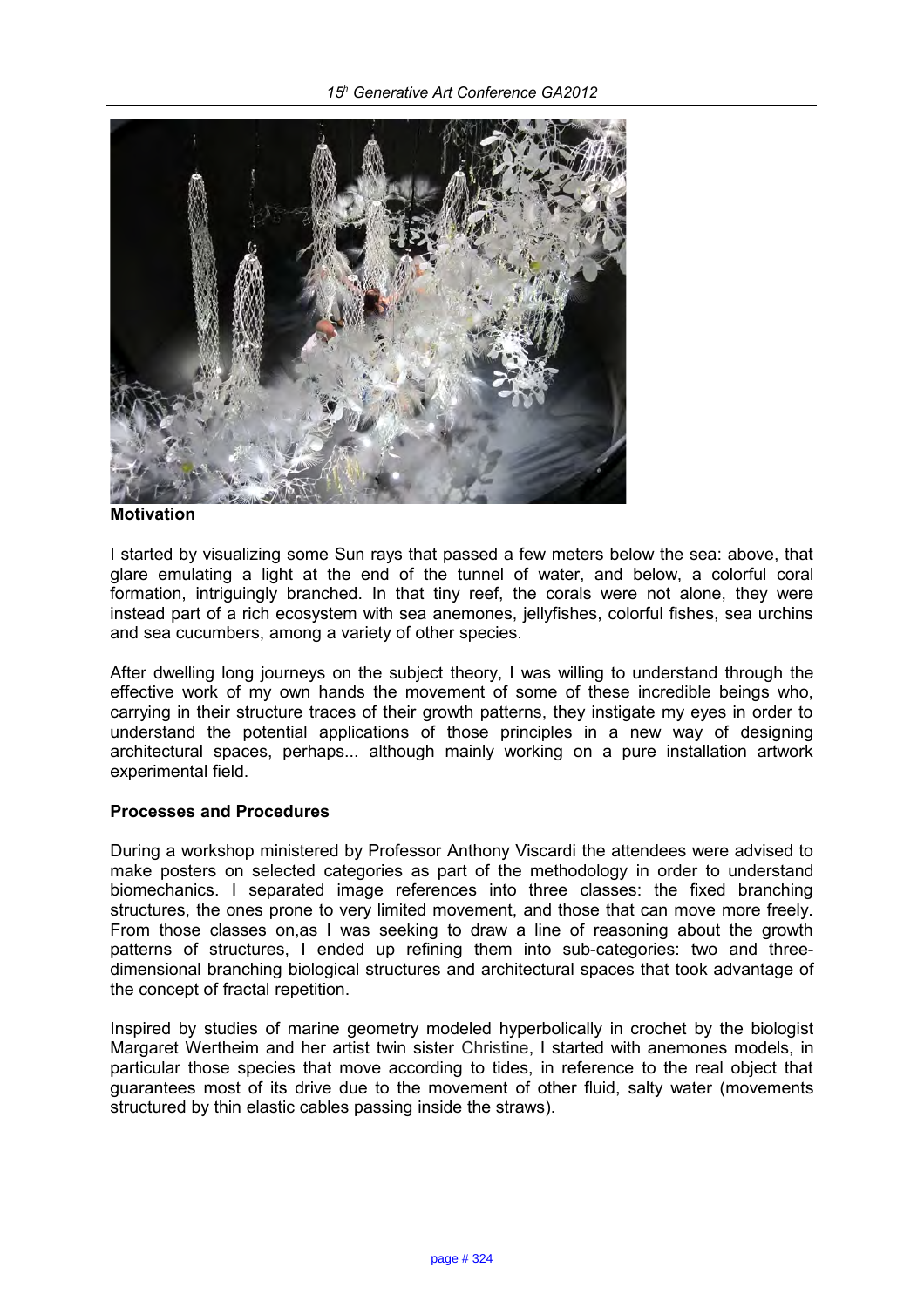**Motivation**

I started by visualizing some Sun rays that passed a few meters below the sea: above, that glare emulating a light at the end of the tunnel of water, and below, a colorful coral formation, intriguingly branched. In that tiny reef, the corals were not alone, they were instead part of a rich ecosystem with sea anemones, jellyfishes, colorful fishes, sea urchins and sea cucumbers, among a variety of other species.

After dwelling long journeys on the subject theory, I was willing to understand through the effective work of my own hands the movement of some of these incredible beings who, carrying in their structure traces of their growth patterns, they instigate my eyes in order to understand the potential applications of those principles in a new way of designing architectural spaces, perhaps... although mainly working on a pure installation artwork experimental field.

**Processes and Procedures**

During a workshop ministered by Professor Anthony Viscardi the attendees were advised to make posters on selected categories as part of the methodology in order to understand biomechanics. I separated image references into three classes: the fixed branching structures, the ones prone to very limited movement, and those that can move more freely. From those classes on,as I was seeking to draw a line of reasoning about the growth patterns of structures, I ended up refining them into sub-categories: two and three-dimensional branching biological structures and architectural spaces that took advantage of the concept of fractal repetition.

Inspired by studies of marine geometry modeled hyperbolically in crochet by the biologist Margaret Wertheim and her artist twin sister Christine, I started with anemones models, in particular those species that move according to tides, in reference to the real object that guarantees most of its drive due to the movement of other fluid, salty water (movements structured by thin elastic cables passing inside the straws).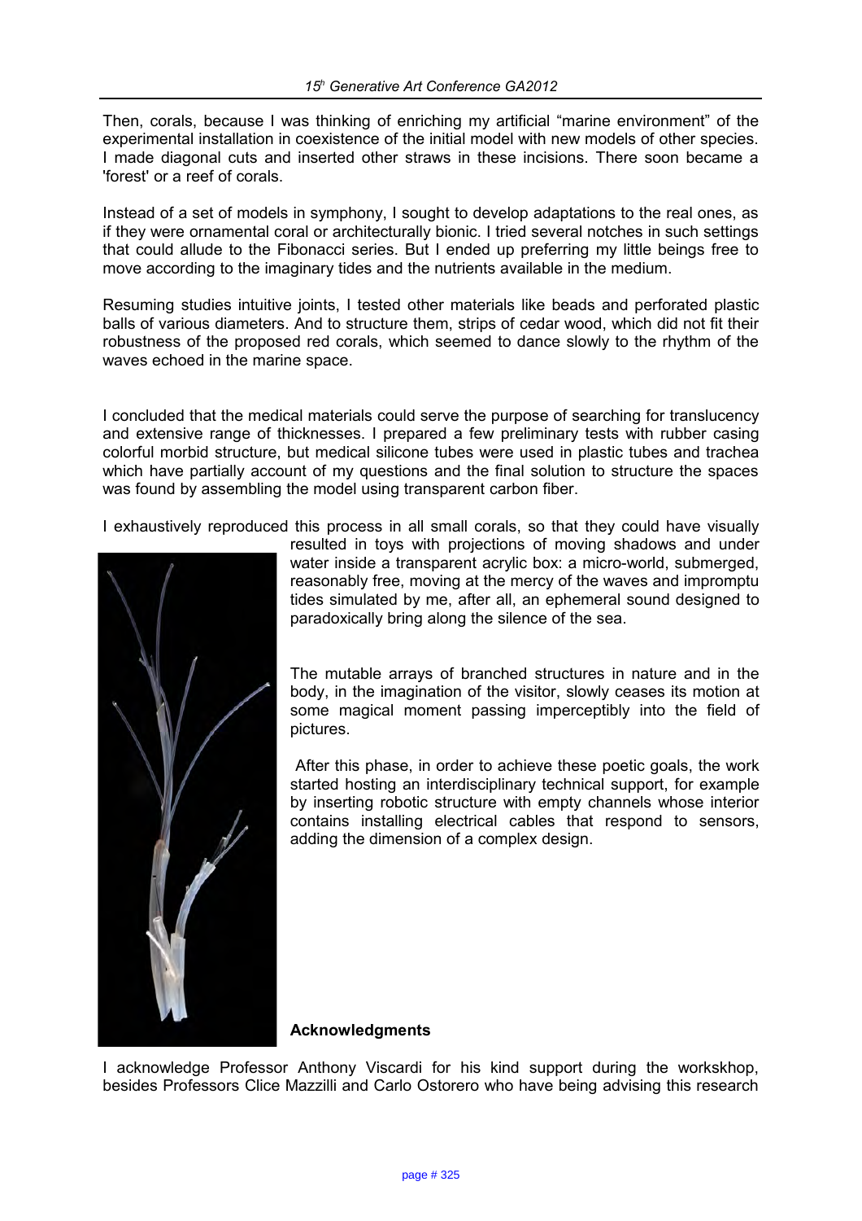Then, corals, because I was thinking of enriching my artificial "marine environment" of the experimental installation in coexistence of the initial model with new models of other species. I made diagonal cuts and inserted other straws in these incisions. There soon became a 'forest' or a reef of corals.

Instead of a set of models in symphony, I sought to develop adaptations to the real ones, as if they were ornamental coral or architecturally bionic. I tried several notches in such settings that could allude to the Fibonacci series. But I ended up preferring my little beings free to move according to the imaginary tides and the nutrients available in the medium.

Resuming studies intuitive joints, I tested other materials like beads and perforated plastic balls of various diameters. And to structure them, strips of cedar wood, which did not fit their robustness of the proposed red corals, which seemed to dance slowly to the rhythm of the waves echoed in the marine space.

I concluded that the medical materials could serve the purpose of searching for translucency and extensive range of thicknesses. I prepared a few preliminary tests with rubber casing colorful morbid structure, but medical silicone tubes were used in plastic tubes and trachea which have partially account of my questions and the final solution to structure the spaces was found by assembling the model using transparent carbon fiber.

I exhaustively reproduced this process in all small corals, so that they could have visually resulted in toys with projections of moving shadows and under water inside a transparent acrylic box: a micro-world, submerged, reasonably free, moving at the mercy of the waves and impromptu tides simulated by me, after all, an ephemeral sound designed to paradoxically bring along the silence of the sea.

The mutable arrays of branched structures in nature and in the body, in the imagination of the visitor, slowly ceases its motion at some magical moment passing imperceptibly into the field of pictures.

After this phase, in order to achieve these poetic goals, the work started hosting an interdisciplinary technical support, for example by inserting robotic structure with empty channels whose interior contains installing electrical cables that respond to sensors, adding the dimension of a complex design.

**Acknowledgments**

I acknowledge Professor Anthony Viscardi for his kind support during the workskhop, besides Professors Clice Mazzilli and Carlo Ostorero who have being advising this research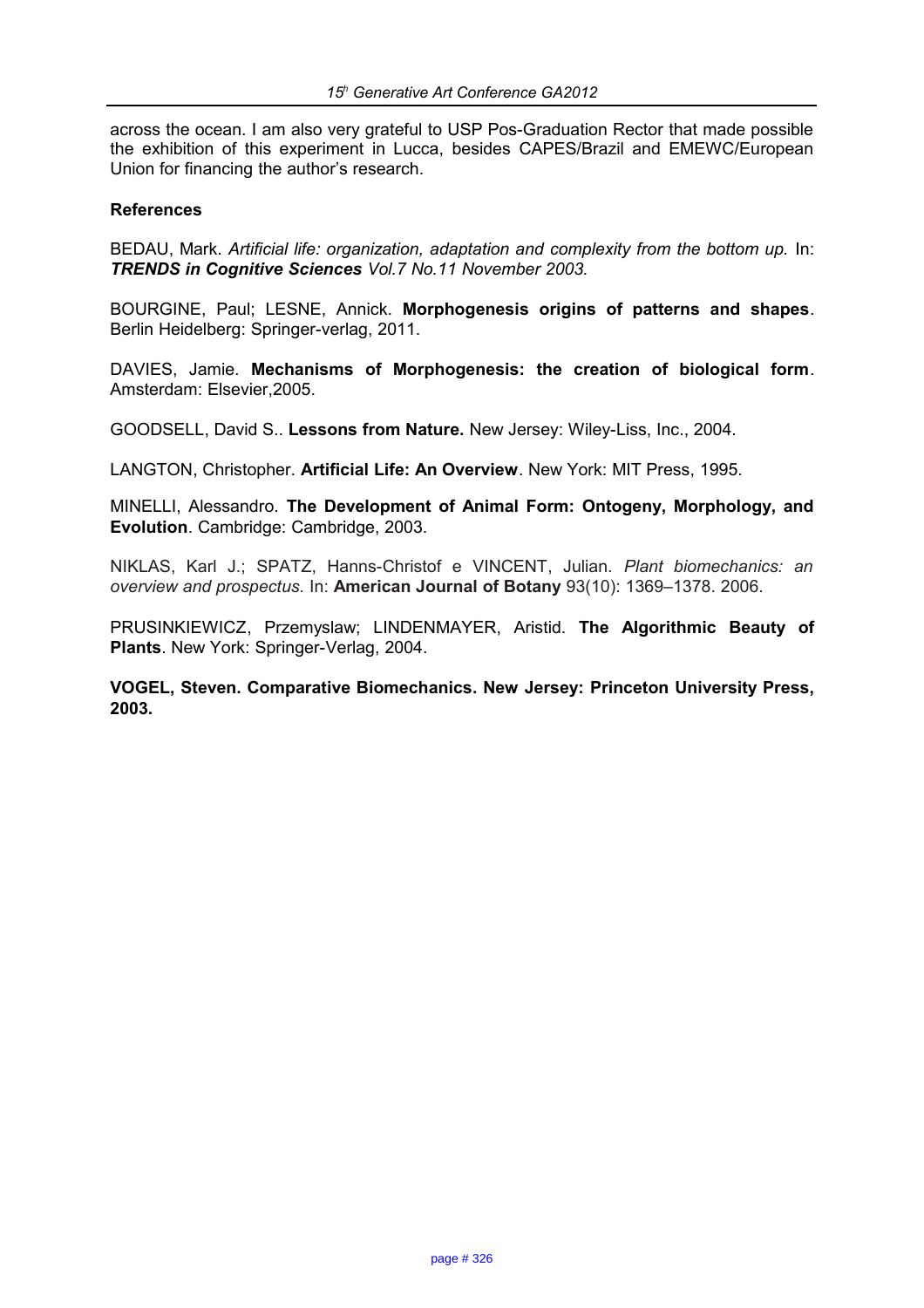across the ocean. I am also very grateful to USP Pos-Graduation Rector that made possible the exhibition of this experiment in Lucca, besides CAPES/Brazil and EMEWC/European Union for financing the author's research.

**References**

BEDAU, Mark. *Artificial life: organization, adaptation and complexity from the bottom up.* In: ***TRENDS in Cognitive Sciences*** *Vol.7 No.11 November 2003.*

BOURGINE, Paul; LESNE, Annick. **Morphogenesis origins of patterns and shapes**. Berlin Heidelberg: Springer-verlag, 2011.

DAVIES, Jamie. **Mechanisms of Morphogenesis: the creation of biological form**. Amsterdam: Elsevier,2005.

GOODSELL, David S.. **Lessons from Nature.** New Jersey: Wiley-Liss, Inc., 2004.

LANGTON, Christopher. **Artificial Life: An Overview**. New York: MIT Press, 1995.

MINELLI, Alessandro. **The Development of Animal Form: Ontogeny, Morphology, and Evolution**. Cambridge: Cambridge, 2003.

NIKLAS, Karl J.; SPATZ, Hanns-Christof e VINCENT, Julian. *Plant biomechanics: an overview and prospectus.* In: **American Journal of Botany** 93(10): 1369–1378. 2006.

PRUSINKIEWICZ, Przemyslaw; LINDENMAYER, Aristid. **The Algorithmic Beauty of Plants**. New York: Springer-Verlag, 2004.

**VOGEL, Steven. Comparative Biomechanics. New Jersey: Princeton University Press, 2003.**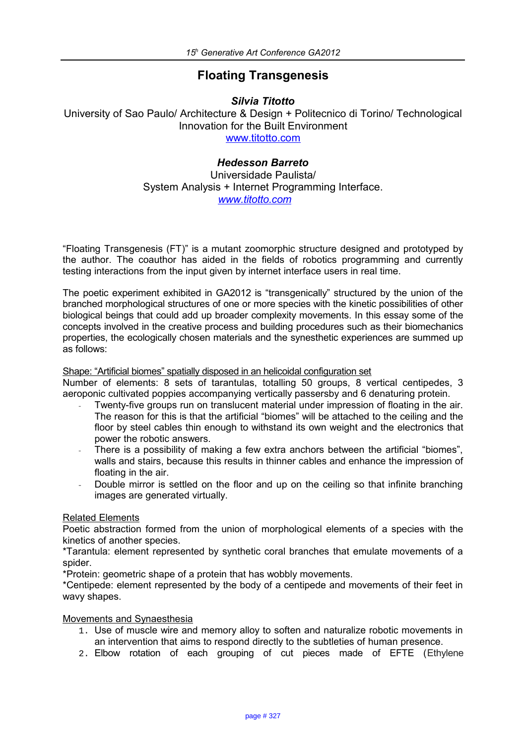# Floating Transgenesis

***Silvia Titotto***

University of Sao Paulo/ Architecture & Design + Politecnico di Torino/ Technological Innovation for the Built Environment

www.titotto.com

***Hedesson Barreto***

Universidade Paulista/

System Analysis + Internet Programming Interface.

*www.titotto.com*

"Floating Transgenesis (FT)" is a mutant zoomorphic structure designed and prototyped by the author. The coauthor has aided in the fields of robotics programming and currently testing interactions from the input given by internet interface users in real time.

The poetic experiment exhibited in GA2012 is "transgenically" structured by the union of the branched morphological structures of one or more species with the kinetic possibilities of other biological beings that could add up broader complexity movements. In this essay some of the concepts involved in the creative process and building procedures such as their biomechanics properties, the ecologically chosen materials and the synesthetic experiences are summed up as follows:

<u>Shape: "Artificial biomes" spatially disposed in an helicoidal configuration set</u>

Number of elements: 8 sets of tarantulas, totalling 50 groups, 8 vertical centipedes, 3 aeroponic cultivated poppies accompanying vertically passersby and 6 denaturing protein.

- Twenty-five groups run on translucent material under impression of floating in the air. The reason for this is that the artificial "biomes" will be attached to the ceiling and the floor by steel cables thin enough to withstand its own weight and the electronics that power the robotic answers.
- There is a possibility of making a few extra anchors between the artificial "biomes", walls and stairs, because this results in thinner cables and enhance the impression of floating in the air.
- Double mirror is settled on the floor and up on the ceiling so that infinite branching images are generated virtually.

<u>Related Elements</u>

Poetic abstraction formed from the union of morphological elements of a species with the kinetics of another species.

*Tarantula: element represented by synthetic coral branches that emulate movements of a spider.

*Protein: geometric shape of a protein that has wobbly movements.

*Centipede: element represented by the body of a centipede and movements of their feet in wavy shapes.

<u>Movements and Synaesthesia</u>

1. Use of muscle wire and memory alloy to soften and naturalize robotic movements in an intervention that aims to respond directly to the subtleties of human presence.
2. Elbow rotation of each grouping of cut pieces made of EFTE (Ethylene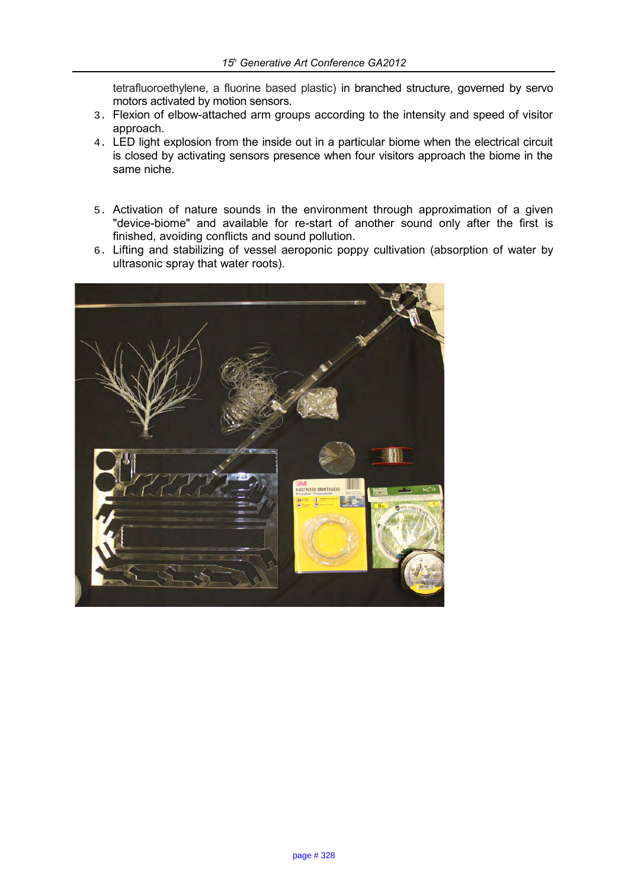tetrafluoroethylene, a fluorine based plastic) in branched structure, governed by servo motors activated by motion sensors.

3. Flexion of elbow-attached arm groups according to the intensity and speed of visitor approach.
4. LED light explosion from the inside out in a particular biome when the electrical circuit is closed by activating sensors presence when four visitors approach the biome in the same niche.

5. Activation of nature sounds in the environment through approximation of a given "device-biome" and available for re-start of another sound only after the first is finished, avoiding conflicts and sound pollution.
6. Lifting and stabilizing of vessel aeroponic poppy cultivation (absorption of water by ultrasonic spray that water roots).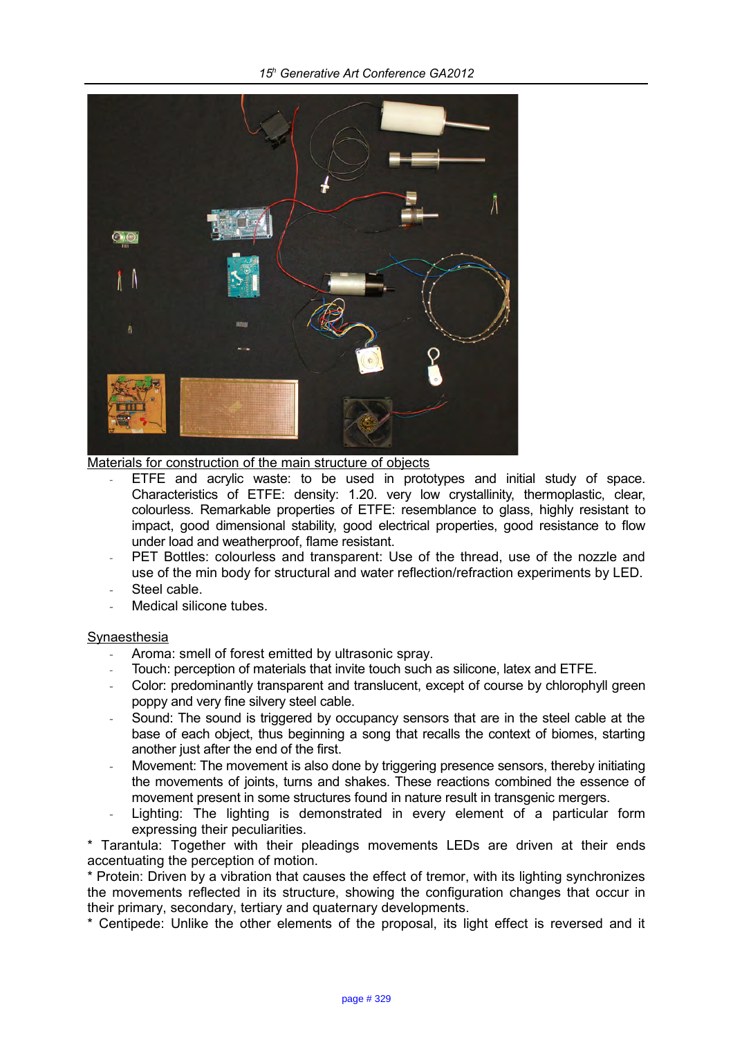<u>Materials for construction of the main structure of objects</u>

- ETFE and acrylic waste: to be used in prototypes and initial study of space. Characteristics of ETFE: density: 1.20. very low crystallinity, thermoplastic, clear, colourless. Remarkable properties of ETFE: resemblance to glass, highly resistant to impact, good dimensional stability, good electrical properties, good resistance to flow under load and weatherproof, flame resistant.
- PET Bottles: colourless and transparent: Use of the thread, use of the nozzle and use of the min body for structural and water reflection/refraction experiments by LED.
- Steel cable.
- Medical silicone tubes.

<u>Synaesthesia</u>

- Aroma: smell of forest emitted by ultrasonic spray.
- Touch: perception of materials that invite touch such as silicone, latex and ETFE.
- Color: predominantly transparent and translucent, except of course by chlorophyll green poppy and very fine silvery steel cable.
- Sound: The sound is triggered by occupancy sensors that are in the steel cable at the base of each object, thus beginning a song that recalls the context of biomes, starting another just after the end of the first.
- Movement: The movement is also done by triggering presence sensors, thereby initiating the movements of joints, turns and shakes. These reactions combined the essence of movement present in some structures found in nature result in transgenic mergers.
- Lighting: The lighting is demonstrated in every element of a particular form expressing their peculiarities.

* Tarantula: Together with their pleadings movements LEDs are driven at their ends accentuating the perception of motion.
* Protein: Driven by a vibration that causes the effect of tremor, with its lighting synchronizes the movements reflected in its structure, showing the configuration changes that occur in their primary, secondary, tertiary and quaternary developments.
* Centipede: Unlike the other elements of the proposal, its light effect is reversed and it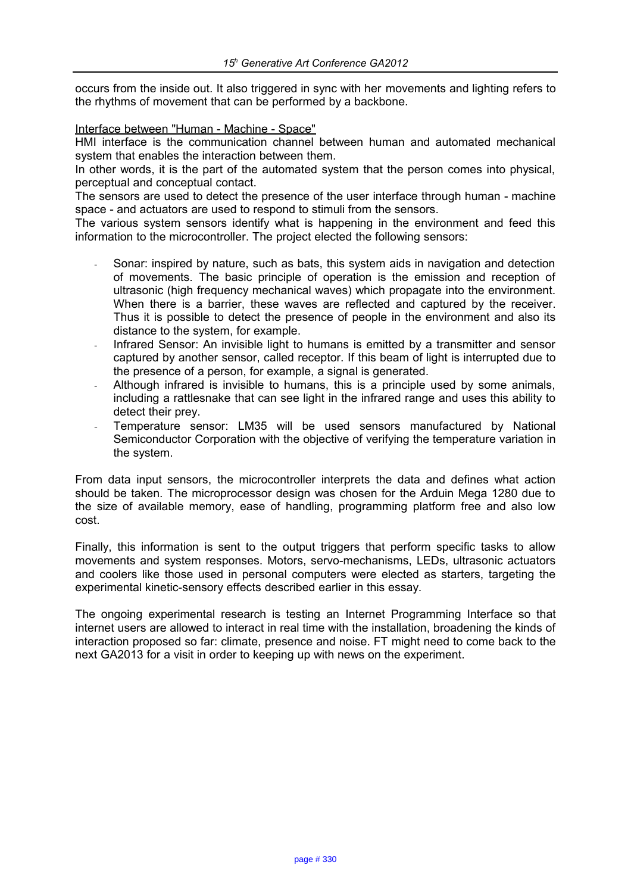occurs from the inside out. It also triggered in sync with her movements and lighting refers to the rhythms of movement that can be performed by a backbone.

Interface between "Human - Machine - Space"

HMI interface is the communication channel between human and automated mechanical system that enables the interaction between them.

In other words, it is the part of the automated system that the person comes into physical, perceptual and conceptual contact.

The sensors are used to detect the presence of the user interface through human - machine space - and actuators are used to respond to stimuli from the sensors.

The various system sensors identify what is happening in the environment and feed this information to the microcontroller. The project elected the following sensors:

- Sonar: inspired by nature, such as bats, this system aids in navigation and detection of movements. The basic principle of operation is the emission and reception of ultrasonic (high frequency mechanical waves) which propagate into the environment. When there is a barrier, these waves are reflected and captured by the receiver. Thus it is possible to detect the presence of people in the environment and also its distance to the system, for example.
- Infrared Sensor: An invisible light to humans is emitted by a transmitter and sensor captured by another sensor, called receptor. If this beam of light is interrupted due to the presence of a person, for example, a signal is generated.
- Although infrared is invisible to humans, this is a principle used by some animals, including a rattlesnake that can see light in the infrared range and uses this ability to detect their prey.
- Temperature sensor: LM35 will be used sensors manufactured by National Semiconductor Corporation with the objective of verifying the temperature variation in the system.

From data input sensors, the microcontroller interprets the data and defines what action should be taken. The microprocessor design was chosen for the Arduin Mega 1280 due to the size of available memory, ease of handling, programming platform free and also low cost.

Finally, this information is sent to the output triggers that perform specific tasks to allow movements and system responses. Motors, servo-mechanisms, LEDs, ultrasonic actuators and coolers like those used in personal computers were elected as starters, targeting the experimental kinetic-sensory effects described earlier in this essay.

The ongoing experimental research is testing an Internet Programming Interface so that internet users are allowed to interact in real time with the installation, broadening the kinds of interaction proposed so far: climate, presence and noise. FT might need to come back to the next GA2013 for a visit in order to keeping up with news on the experiment.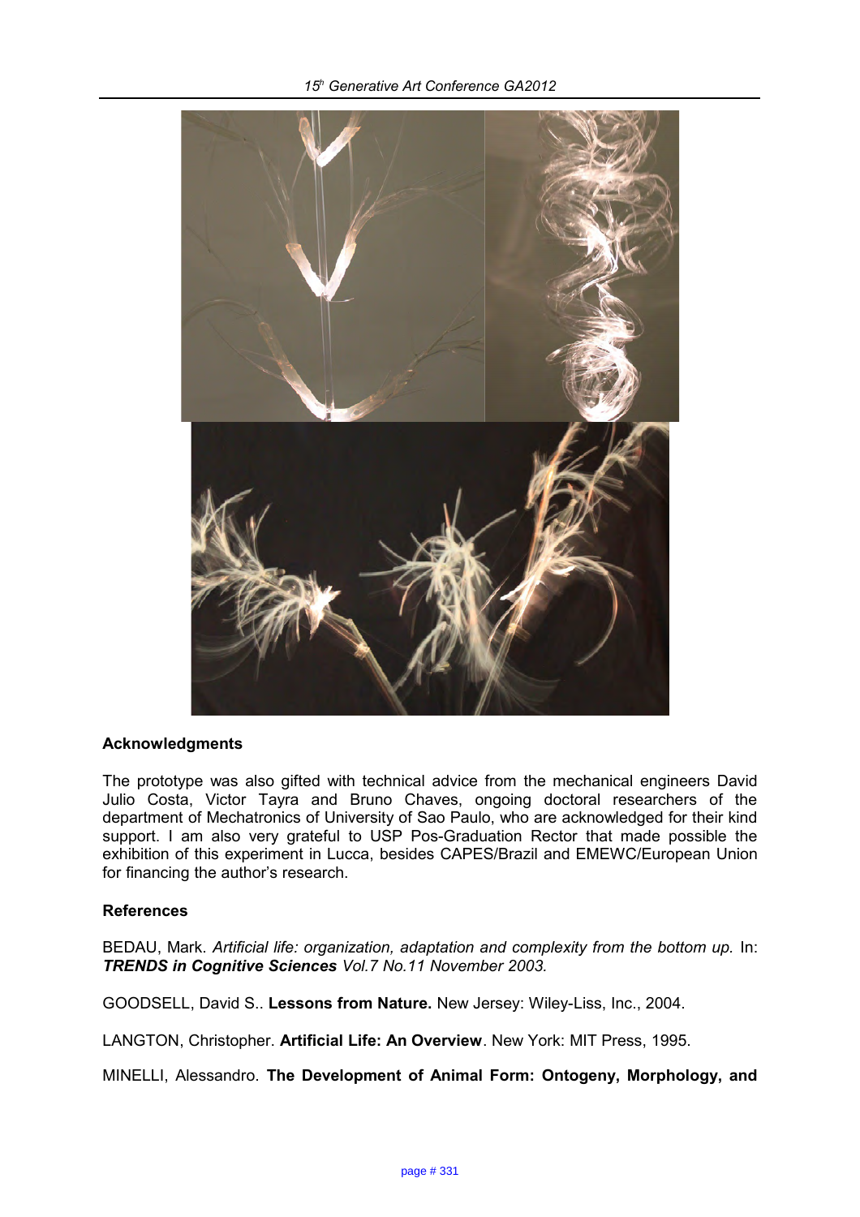## Acknowledgments

The prototype was also gifted with technical advice from the mechanical engineers David Julio Costa, Victor Tayra and Bruno Chaves, ongoing doctoral researchers of the department of Mechatronics of University of Sao Paulo, who are acknowledged for their kind support. I am also very grateful to USP Pos-Graduation Rector that made possible the exhibition of this experiment in Lucca, besides CAPES/Brazil and EMEWC/European Union for financing the author's research.

## References

BEDAU, Mark. *Artificial life: organization, adaptation and complexity from the bottom up.* In: ***TRENDS in Cognitive Sciences*** *Vol.7 No.11 November 2003.*

GOODSELL, David S.. **Lessons from Nature.** New Jersey: Wiley-Liss, Inc., 2004.

LANGTON, Christopher. **Artificial Life: An Overview**. New York: MIT Press, 1995.

MINELLI, Alessandro. **The Development of Animal Form: Ontogeny, Morphology, and**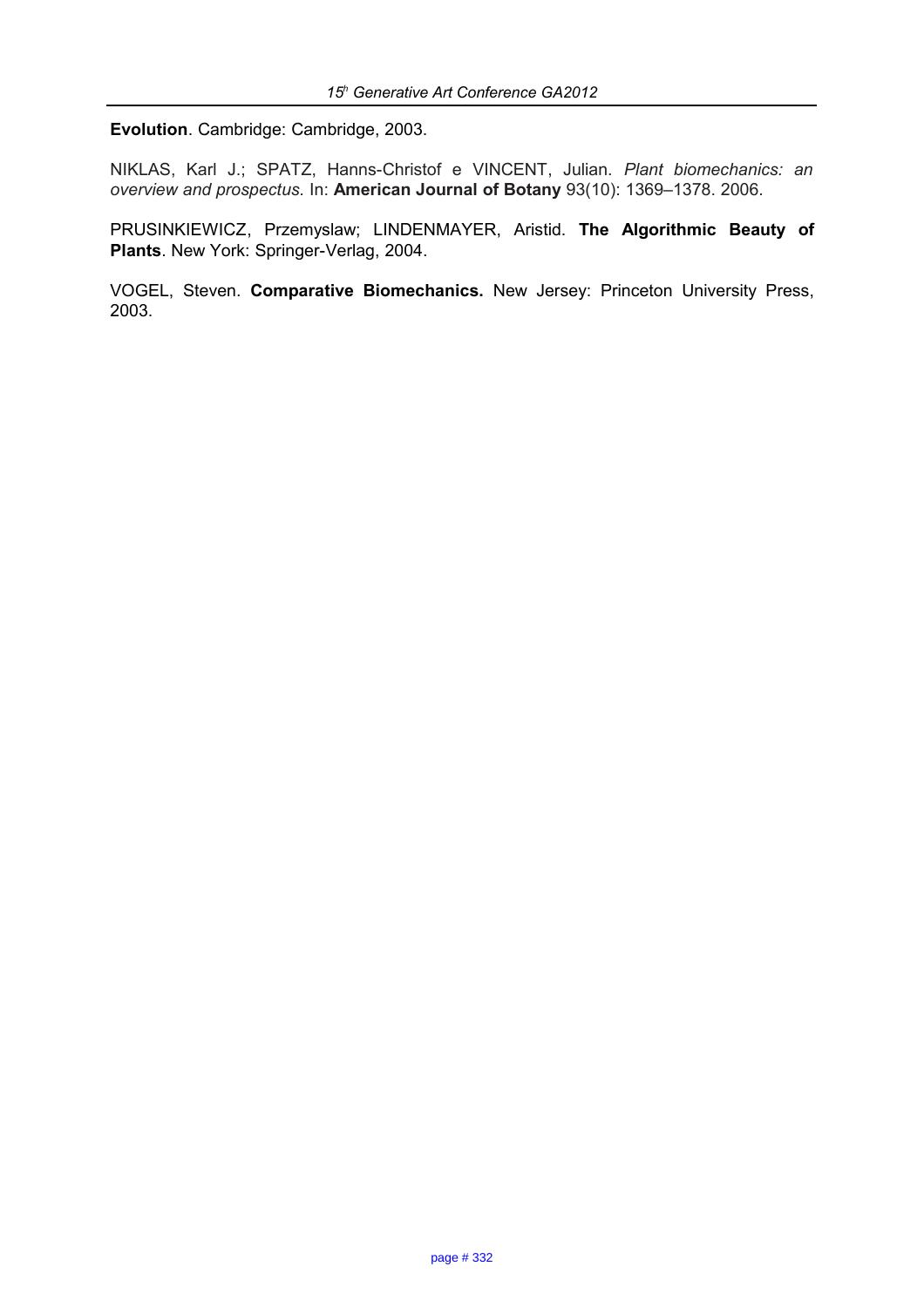**Evolution**. Cambridge: Cambridge, 2003.

NIKLAS, Karl J.; SPATZ, Hanns-Christof e VINCENT, Julian. *Plant biomechanics: an overview and prospectus.* In: **American Journal of Botany** 93(10): 1369–1378. 2006.

PRUSINKIEWICZ, Przemyslaw; LINDENMAYER, Aristid. **The Algorithmic Beauty of Plants**. New York: Springer-Verlag, 2004.

VOGEL, Steven. **Comparative Biomechanics.** New Jersey: Princeton University Press, 2003.